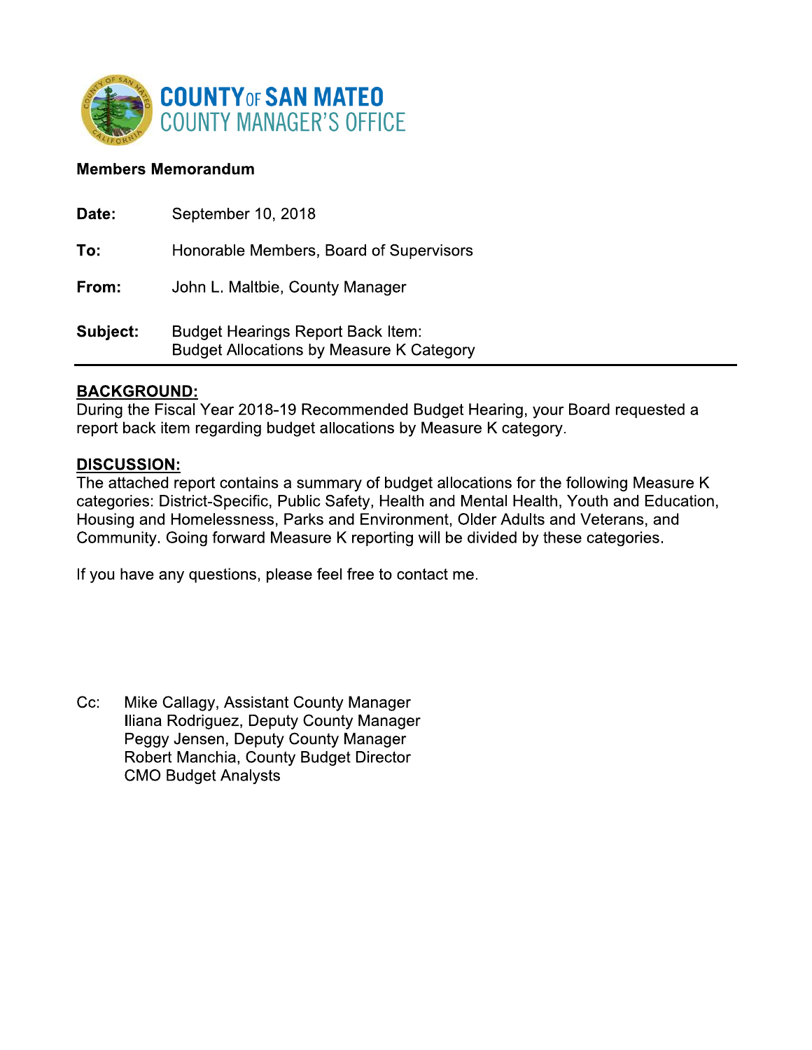# COUNTY OF SAN MATEO
## COUNTY MANAGER'S OFFICE

**Members Memorandum**

**Date:** September 10, 2018

**To:** Honorable Members, Board of Supervisors

**From:** John L. Maltbie, County Manager

**Subject:** Budget Hearings Report Back Item:
Budget Allocations by Measure K Category

---

**BACKGROUND:**

During the Fiscal Year 2018-19 Recommended Budget Hearing, your Board requested a report back item regarding budget allocations by Measure K category.

**DISCUSSION:**

The attached report contains a summary of budget allocations for the following Measure K categories: District-Specific, Public Safety, Health and Mental Health, Youth and Education, Housing and Homelessness, Parks and Environment, Older Adults and Veterans, and Community. Going forward Measure K reporting will be divided by these categories.

If you have any questions, please feel free to contact me.

Cc: Mike Callagy, Assistant County Manager
Iliana Rodriguez, Deputy County Manager
Peggy Jensen, Deputy County Manager
Robert Manchia, County Budget Director
CMO Budget Analysts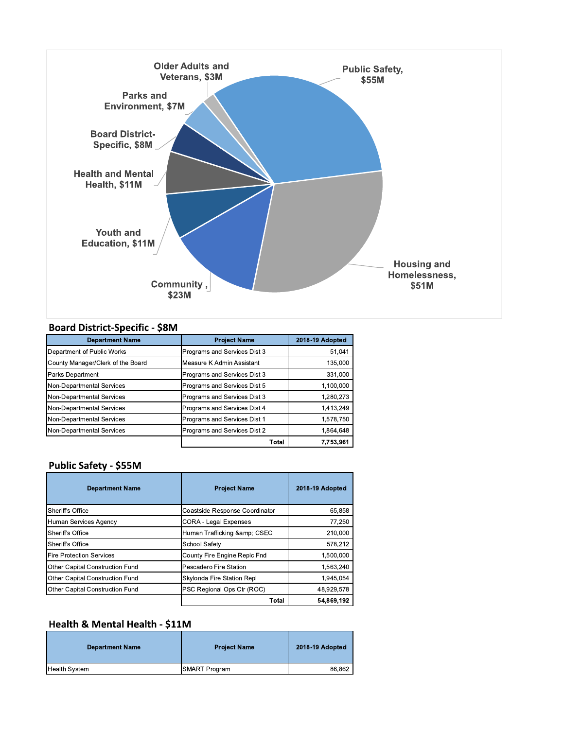Older Adults and Veterans, $3M

Public Safety, $55M

Parks and Environment, $7M

Board District-Specific, $8M

Health and Mental Health, $11M

Youth and Education, $11M

Community, $23M

Housing and Homelessness, $51M

## Board District-Specific - $8M

| Department Name | Project Name | 2018-19 Adopted |
| --- | --- | --- |
| Department of Public Works | Programs and Services Dist 3 | 51,041 |
| County Manager/Clerk of the Board | Measure K Admin Assistant | 135,000 |
| Parks Department | Programs and Services Dist 3 | 331,000 |
| Non-Departmental Services | Programs and Services Dist 5 | 1,100,000 |
| Non-Departmental Services | Programs and Services Dist 3 | 1,280,273 |
| Non-Departmental Services | Programs and Services Dist 4 | 1,413,249 |
| Non-Departmental Services | Programs and Services Dist 1 | 1,578,750 |
| Non-Departmental Services | Programs and Services Dist 2 | 1,864,648 |
| | **Total** | **7,753,961** |

## Public Safety - $55M

| Department Name | Project Name | 2018-19 Adopted |
| --- | --- | --- |
| Sheriff's Office | Coastside Response Coordinator | 65,858 |
| Human Services Agency | CORA - Legal Expenses | 77,250 |
| Sheriff's Office | Human Trafficking &amp; CSEC | 210,000 |
| Sheriff's Office | School Safety | 578,212 |
| Fire Protection Services | County Fire Engine Replc Fnd | 1,500,000 |
| Other Capital Construction Fund | Pescadero Fire Station | 1,563,240 |
| Other Capital Construction Fund | Skylonda Fire Station Repl | 1,945,054 |
| Other Capital Construction Fund | PSC Regional Ops Ctr (ROC) | 48,929,578 |
| | **Total** | **54,869,192** |

## Health & Mental Health - $11M

| Department Name | Project Name | 2018-19 Adopted |
| --- | --- | --- |
| Health System | SMART Program | 86,862 |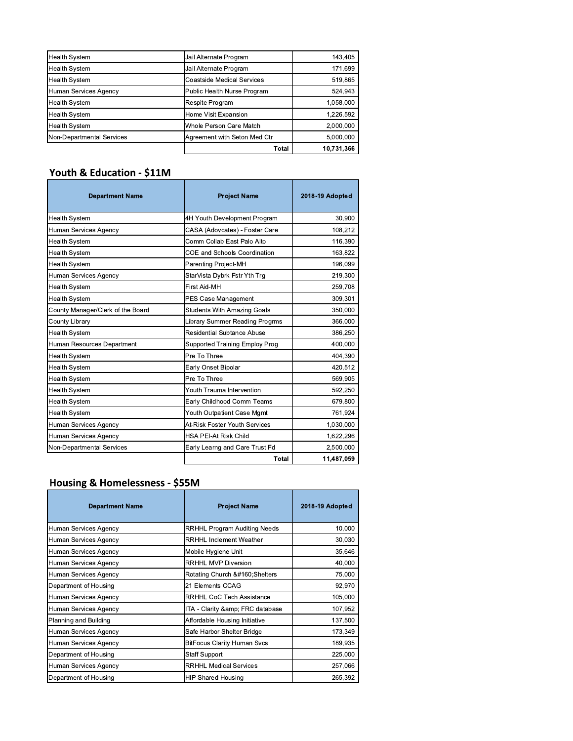| | | |
|---|---|---|
| Health System | Jail Alternate Program | 143,405 |
| Health System | Jail Alternate Program | 171,699 |
| Health System | Coastside Medical Services | 519,865 |
| Human Services Agency | Public Health Nurse Program | 524,943 |
| Health System | Respite Program | 1,058,000 |
| Health System | Home Visit Expansion | 1,226,592 |
| Health System | Whole Person Care Match | 2,000,000 |
| Non-Departmental Services | Agreement with Seton Med Ctr | 5,000,000 |
| | **Total** | **10,731,366** |

## Youth & Education - $11M

| Department Name | Project Name | 2018-19 Adopted |
|---|---|---|
| Health System | 4H Youth Development Program | 30,900 |
| Human Services Agency | CASA (Adovcates) - Foster Care | 108,212 |
| Health System | Comm Collab East Palo Alto | 116,390 |
| Health System | COE and Schools Coordination | 163,822 |
| Health System | Parenting Project-MH | 196,099 |
| Human Services Agency | StarVista Dybrk Fstr Yth Trg | 219,300 |
| Health System | First Aid-MH | 259,708 |
| Health System | PES Case Management | 309,301 |
| County Manager/Clerk of the Board | Students With Amazing Goals | 350,000 |
| County Library | Library Summer Reading Progrms | 366,000 |
| Health System | Residential Subtance Abuse | 386,250 |
| Human Resources Department | Supported Training Employ Prog | 400,000 |
| Health System | Pre To Three | 404,390 |
| Health System | Early Onset Bipolar | 420,512 |
| Health System | Pre To Three | 569,905 |
| Health System | Youth Trauma Intervention | 592,250 |
| Health System | Early Childhood Comm Teams | 679,800 |
| Health System | Youth Outpatient Case Mgmt | 761,924 |
| Human Services Agency | At-Risk Foster Youth Services | 1,030,000 |
| Human Services Agency | HSA PEI-At Risk Child | 1,622,296 |
| Non-Departmental Services | Early Learng and Care Trust Fd | 2,500,000 |
| | **Total** | **11,487,059** |

## Housing & Homelessness - $55M

| Department Name | Project Name | 2018-19 Adopted |
|---|---|---|
| Human Services Agency | RRHHL Program Auditing Needs | 10,000 |
| Human Services Agency | RRHHL Inclement Weather | 30,030 |
| Human Services Agency | Mobile Hygiene Unit | 35,646 |
| Human Services Agency | RRHHL MVP Diversion | 40,000 |
| Human Services Agency | Rotating Church &#160;Shelters | 75,000 |
| Department of Housing | 21 Elements CCAG | 92,970 |
| Human Services Agency | RRHHL CoC Tech Assistance | 105,000 |
| Human Services Agency | ITA - Clarity &amp; FRC database | 107,952 |
| Planning and Building | Affordable Housing Initiative | 137,500 |
| Human Services Agency | Safe Harbor Shelter Bridge | 173,349 |
| Human Services Agency | BitFocus Clarity Human Svcs | 189,935 |
| Department of Housing | Staff Support | 225,000 |
| Human Services Agency | RRHHL Medical Services | 257,066 |
| Department of Housing | HIP Shared Housing | 265,392 |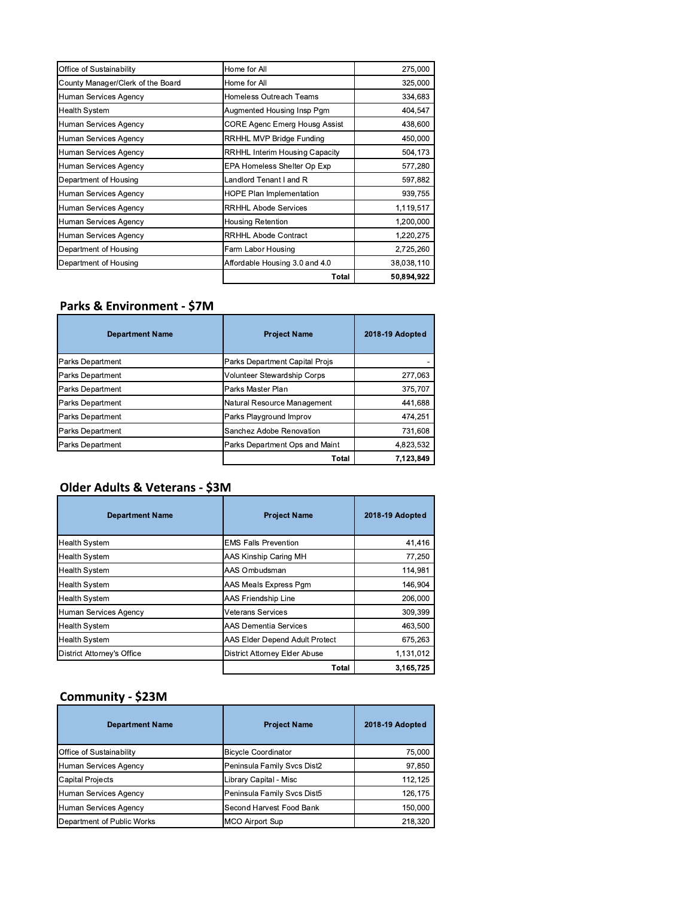| | | |
|---|---|---|
| Office of Sustainability | Home for All | 275,000 |
| County Manager/Clerk of the Board | Home for All | 325,000 |
| Human Services Agency | Homeless Outreach Teams | 334,683 |
| Health System | Augmented Housing Insp Pgm | 404,547 |
| Human Services Agency | CORE Agenc Emerg Housg Assist | 438,600 |
| Human Services Agency | RRHHL MVP Bridge Funding | 450,000 |
| Human Services Agency | RRHHL Interim Housing Capacity | 504,173 |
| Human Services Agency | EPA Homeless Shelter Op Exp | 577,280 |
| Department of Housing | Landlord Tenant I and R | 597,882 |
| Human Services Agency | HOPE Plan Implementation | 939,755 |
| Human Services Agency | RRHHL Abode Services | 1,119,517 |
| Human Services Agency | Housing Retention | 1,200,000 |
| Human Services Agency | RRHHL Abode Contract | 1,220,275 |
| Department of Housing | Farm Labor Housing | 2,725,260 |
| Department of Housing | Affordable Housing 3.0 and 4.0 | 38,038,110 |
| | **Total** | **50,894,922** |

## Parks & Environment - $7M

| Department Name | Project Name | 2018-19 Adopted |
|---|---|---|
| Parks Department | Parks Department Capital Projs | - |
| Parks Department | Volunteer Stewardship Corps | 277,063 |
| Parks Department | Parks Master Plan | 375,707 |
| Parks Department | Natural Resource Management | 441,688 |
| Parks Department | Parks Playground Improv | 474,251 |
| Parks Department | Sanchez Adobe Renovation | 731,608 |
| Parks Department | Parks Department Ops and Maint | 4,823,532 |
| | **Total** | **7,123,849** |

## Older Adults & Veterans - $3M

| Department Name | Project Name | 2018-19 Adopted |
|---|---|---|
| Health System | EMS Falls Prevention | 41,416 |
| Health System | AAS Kinship Caring MH | 77,250 |
| Health System | AAS Ombudsman | 114,981 |
| Health System | AAS Meals Express Pgm | 146,904 |
| Health System | AAS Friendship Line | 206,000 |
| Human Services Agency | Veterans Services | 309,399 |
| Health System | AAS Dementia Services | 463,500 |
| Health System | AAS Elder Depend Adult Protect | 675,263 |
| District Attorney's Office | District Attorney Elder Abuse | 1,131,012 |
| | **Total** | **3,165,725** |

## Community - $23M

| Department Name | Project Name | 2018-19 Adopted |
|---|---|---|
| Office of Sustainability | Bicycle Coordinator | 75,000 |
| Human Services Agency | Peninsula Family Svcs Dist2 | 97,850 |
| Capital Projects | Library Capital - Misc | 112,125 |
| Human Services Agency | Peninsula Family Svcs Dist5 | 126,175 |
| Human Services Agency | Second Harvest Food Bank | 150,000 |
| Department of Public Works | MCO Airport Sup | 218,320 |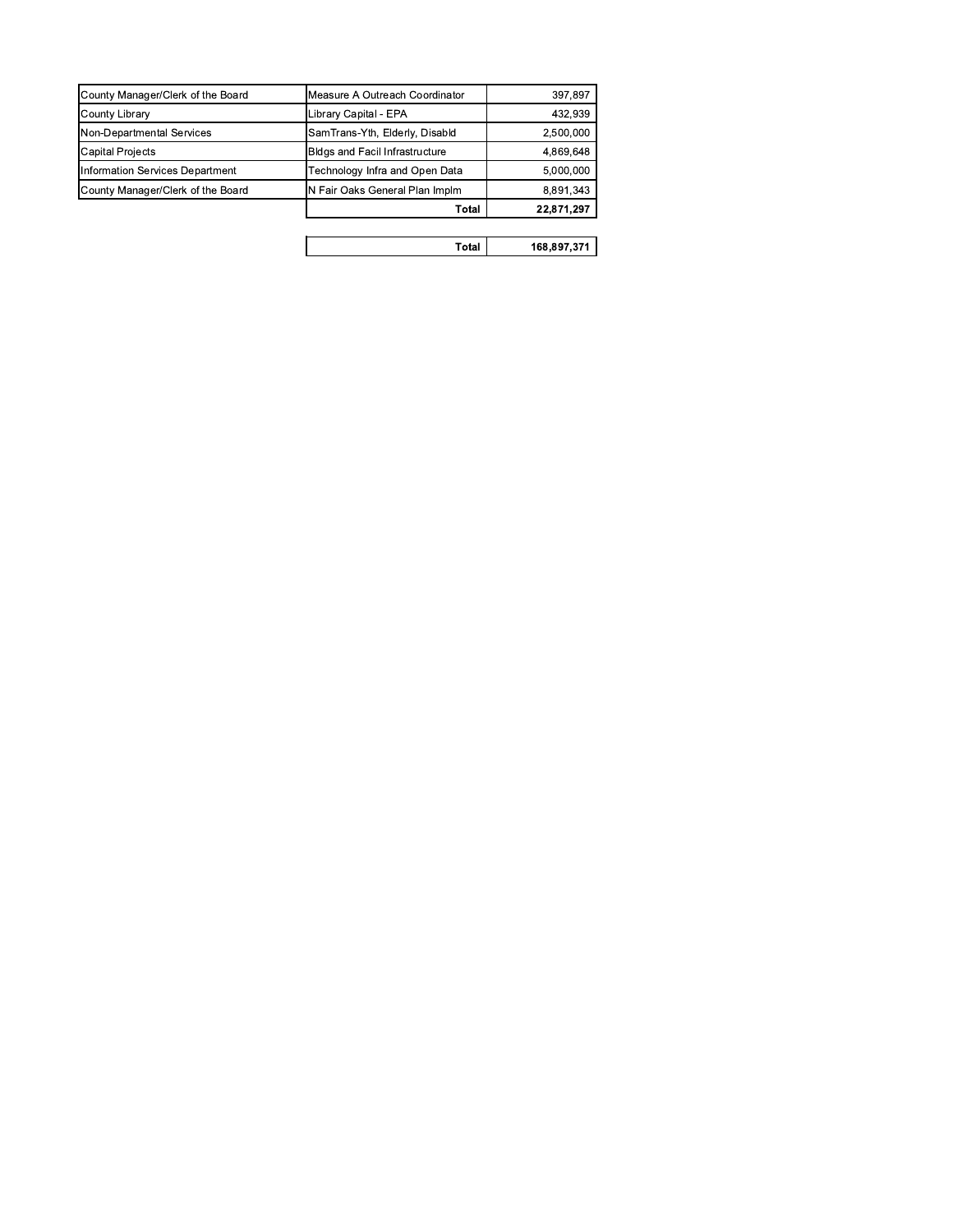| | | |
|---|---|---|
| County Manager/Clerk of the Board | Measure A Outreach Coordinator | 397,897 |
| County Library | Library Capital - EPA | 432,939 |
| Non-Departmental Services | SamTrans-Yth, Elderly, Disabld | 2,500,000 |
| Capital Projects | Bldgs and Facil Infrastructure | 4,869,648 |
| Information Services Department | Technology Infra and Open Data | 5,000,000 |
| County Manager/Clerk of the Board | N Fair Oaks General Plan Implm | 8,891,343 |
| | **Total** | **22,871,297** |

| | |
|---|---|
| **Total** | **168,897,371** |